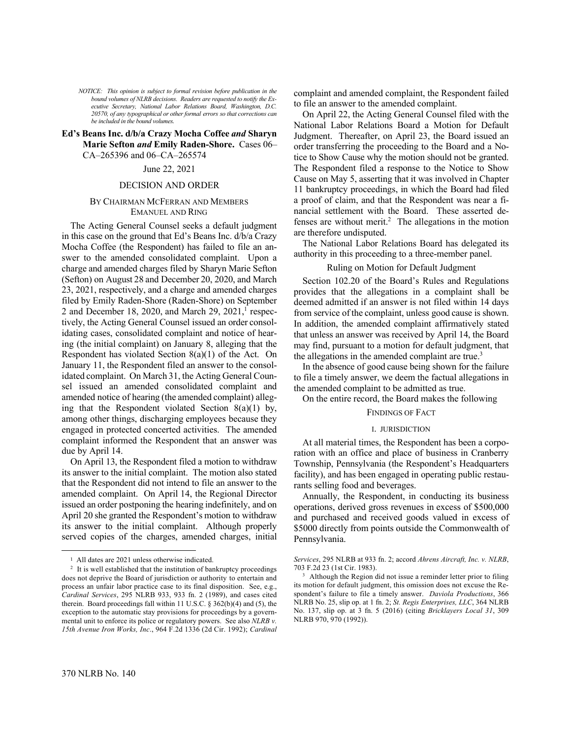*NOTICE: This opinion is subject to formal revision before publication in the bound volumes of NLRB decisions. Readers are requested to notify the Executive Secretary, National Labor Relations Board, Washington, D.C. 20570, of any typographical or other formal errors so that corrections can be included in the bound volumes.*

**Ed's Beans Inc. d/b/a Crazy Mocha Coffee *and* Sharyn Marie Sefton *and* Emily Raden-Shore.** Cases 06–CA–265396 and 06–CA–265574

June 22, 2021

DECISION AND ORDER

BY CHAIRMAN MCFERRAN AND MEMBERS EMANUEL AND RING

The Acting General Counsel seeks a default judgment in this case on the ground that Ed's Beans Inc. d/b/a Crazy Mocha Coffee (the Respondent) has failed to file an answer to the amended consolidated complaint. Upon a charge and amended charges filed by Sharyn Marie Sefton (Sefton) on August 28 and December 20, 2020, and March 23, 2021, respectively, and a charge and amended charges filed by Emily Raden-Shore (Raden-Shore) on September 2 and December 18, 2020, and March 29, 2021,[1] respectively, the Acting General Counsel issued an order consolidating cases, consolidated complaint and notice of hearing (the initial complaint) on January 8, alleging that the Respondent has violated Section 8(a)(1) of the Act. On January 11, the Respondent filed an answer to the consolidated complaint. On March 31, the Acting General Counsel issued an amended consolidated complaint and amended notice of hearing (the amended complaint) alleging that the Respondent violated Section 8(a)(1) by, among other things, discharging employees because they engaged in protected concerted activities. The amended complaint informed the Respondent that an answer was due by April 14.

On April 13, the Respondent filed a motion to withdraw its answer to the initial complaint. The motion also stated that the Respondent did not intend to file an answer to the amended complaint. On April 14, the Regional Director issued an order postponing the hearing indefinitely, and on April 20 she granted the Respondent's motion to withdraw its answer to the initial complaint. Although properly served copies of the charges, amended charges, initial complaint and amended complaint, the Respondent failed to file an answer to the amended complaint.

On April 22, the Acting General Counsel filed with the National Labor Relations Board a Motion for Default Judgment. Thereafter, on April 23, the Board issued an order transferring the proceeding to the Board and a Notice to Show Cause why the motion should not be granted. The Respondent filed a response to the Notice to Show Cause on May 5, asserting that it was involved in Chapter 11 bankruptcy proceedings, in which the Board had filed a proof of claim, and that the Respondent was near a financial settlement with the Board. These asserted defenses are without merit.[2] The allegations in the motion are therefore undisputed.

The National Labor Relations Board has delegated its authority in this proceeding to a three-member panel.

Ruling on Motion for Default Judgment

Section 102.20 of the Board's Rules and Regulations provides that the allegations in a complaint shall be deemed admitted if an answer is not filed within 14 days from service of the complaint, unless good cause is shown. In addition, the amended complaint affirmatively stated that unless an answer was received by April 14, the Board may find, pursuant to a motion for default judgment, that the allegations in the amended complaint are true.[3]

In the absence of good cause being shown for the failure to file a timely answer, we deem the factual allegations in the amended complaint to be admitted as true.

On the entire record, the Board makes the following

FINDINGS OF FACT

I. JURISDICTION

At all material times, the Respondent has been a corporation with an office and place of business in Cranberry Township, Pennsylvania (the Respondent's Headquarters facility), and has been engaged in operating public restaurants selling food and beverages.

Annually, the Respondent, in conducting its business operations, derived gross revenues in excess of $500,000 and purchased and received goods valued in excess of $5000 directly from points outside the Commonwealth of Pennsylvania.

---

[1] All dates are 2021 unless otherwise indicated.

[2] It is well established that the institution of bankruptcy proceedings does not deprive the Board of jurisdiction or authority to entertain and process an unfair labor practice case to its final disposition. See, e.g., *Cardinal Services*, 295 NLRB 933, 933 fn. 2 (1989), and cases cited therein. Board proceedings fall within 11 U.S.C. § 362(b)(4) and (5), the exception to the automatic stay provisions for proceedings by a governmental unit to enforce its police or regulatory powers. See also *NLRB v. 15th Avenue Iron Works, Inc*., 964 F.2d 1336 (2d Cir. 1992); *Cardinal Services*, 295 NLRB at 933 fn. 2; accord *Ahrens Aircraft, Inc. v. NLRB*, 703 F.2d 23 (1st Cir. 1983).

[3] Although the Region did not issue a reminder letter prior to filing its motion for default judgment, this omission does not excuse the Respondent's failure to file a timely answer. *Daviola Productions*, 366 NLRB No. 25, slip op. at 1 fn. 2; *St. Regis Enterprises, LLC*, 364 NLRB No. 137, slip op. at 3 fn. 5 (2016) (citing *Bricklayers Local 31*, 309 NLRB 970, 970 (1992)).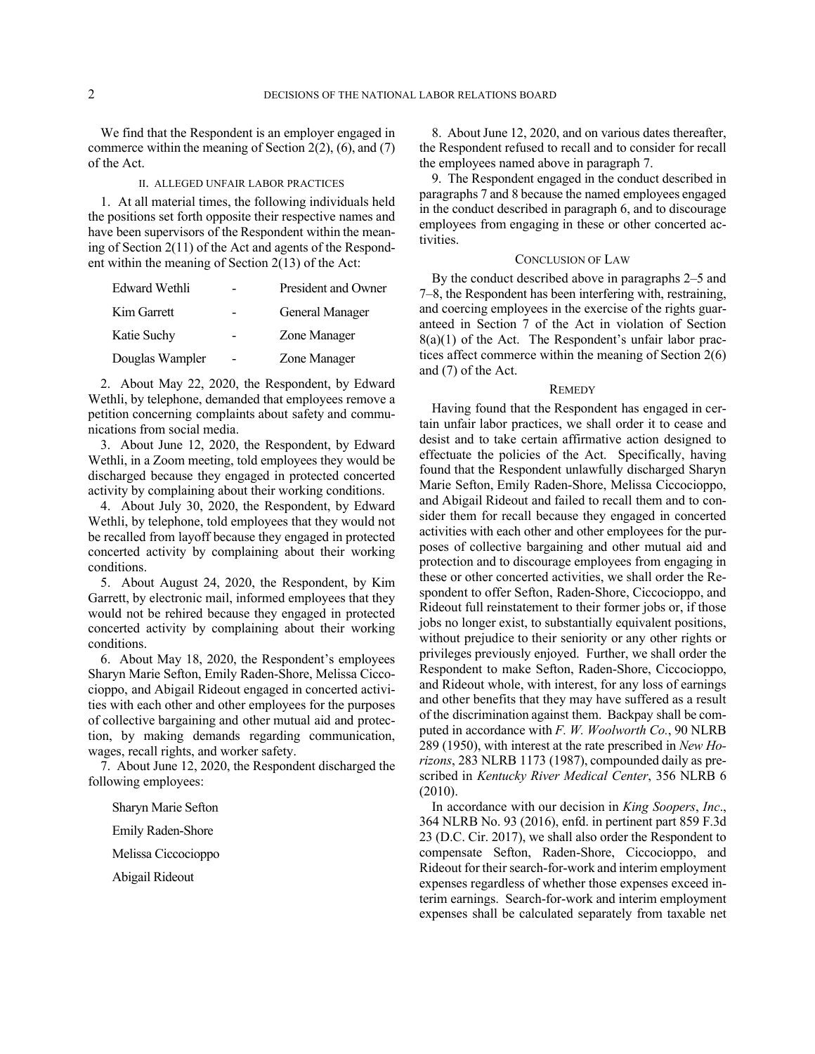We find that the Respondent is an employer engaged in commerce within the meaning of Section 2(2), (6), and (7) of the Act.

## II. ALLEGED UNFAIR LABOR PRACTICES

1. At all material times, the following individuals held the positions set forth opposite their respective names and have been supervisors of the Respondent within the meaning of Section 2(11) of the Act and agents of the Respondent within the meaning of Section 2(13) of the Act:

| | | |
|---|---|---|
| Edward Wethli | - | President and Owner |
| Kim Garrett | - | General Manager |
| Katie Suchy | - | Zone Manager |
| Douglas Wampler | - | Zone Manager |

2. About May 22, 2020, the Respondent, by Edward Wethli, by telephone, demanded that employees remove a petition concerning complaints about safety and communications from social media.

3. About June 12, 2020, the Respondent, by Edward Wethli, in a Zoom meeting, told employees they would be discharged because they engaged in protected concerted activity by complaining about their working conditions.

4. About July 30, 2020, the Respondent, by Edward Wethli, by telephone, told employees that they would not be recalled from layoff because they engaged in protected concerted activity by complaining about their working conditions.

5. About August 24, 2020, the Respondent, by Kim Garrett, by electronic mail, informed employees that they would not be rehired because they engaged in protected concerted activity by complaining about their working conditions.

6. About May 18, 2020, the Respondent's employees Sharyn Marie Sefton, Emily Raden-Shore, Melissa Ciccocioppo, and Abigail Rideout engaged in concerted activities with each other and other employees for the purposes of collective bargaining and other mutual aid and protection, by making demands regarding communication, wages, recall rights, and worker safety.

7. About June 12, 2020, the Respondent discharged the following employees:

Sharyn Marie Sefton

Emily Raden-Shore

Melissa Ciccocioppo

Abigail Rideout

8. About June 12, 2020, and on various dates thereafter, the Respondent refused to recall and to consider for recall the employees named above in paragraph 7.

9. The Respondent engaged in the conduct described in paragraphs 7 and 8 because the named employees engaged in the conduct described in paragraph 6, and to discourage employees from engaging in these or other concerted activities.

## CONCLUSION OF LAW

By the conduct described above in paragraphs 2–5 and 7–8, the Respondent has been interfering with, restraining, and coercing employees in the exercise of the rights guaranteed in Section 7 of the Act in violation of Section 8(a)(1) of the Act. The Respondent's unfair labor practices affect commerce within the meaning of Section 2(6) and (7) of the Act.

## REMEDY

Having found that the Respondent has engaged in certain unfair labor practices, we shall order it to cease and desist and to take certain affirmative action designed to effectuate the policies of the Act. Specifically, having found that the Respondent unlawfully discharged Sharyn Marie Sefton, Emily Raden-Shore, Melissa Ciccocioppo, and Abigail Rideout and failed to recall them and to consider them for recall because they engaged in concerted activities with each other and other employees for the purposes of collective bargaining and other mutual aid and protection and to discourage employees from engaging in these or other concerted activities, we shall order the Respondent to offer Sefton, Raden-Shore, Ciccocioppo, and Rideout full reinstatement to their former jobs or, if those jobs no longer exist, to substantially equivalent positions, without prejudice to their seniority or any other rights or privileges previously enjoyed. Further, we shall order the Respondent to make Sefton, Raden-Shore, Ciccocioppo, and Rideout whole, with interest, for any loss of earnings and other benefits that they may have suffered as a result of the discrimination against them. Backpay shall be computed in accordance with *F. W. Woolworth Co.*, 90 NLRB 289 (1950), with interest at the rate prescribed in *New Horizons*, 283 NLRB 1173 (1987), compounded daily as prescribed in *Kentucky River Medical Center*, 356 NLRB 6 (2010).

In accordance with our decision in *King Soopers*, *Inc*., 364 NLRB No. 93 (2016), enfd. in pertinent part 859 F.3d 23 (D.C. Cir. 2017), we shall also order the Respondent to compensate Sefton, Raden-Shore, Ciccocioppo, and Rideout for their search-for-work and interim employment expenses regardless of whether those expenses exceed interim earnings. Search-for-work and interim employment expenses shall be calculated separately from taxable net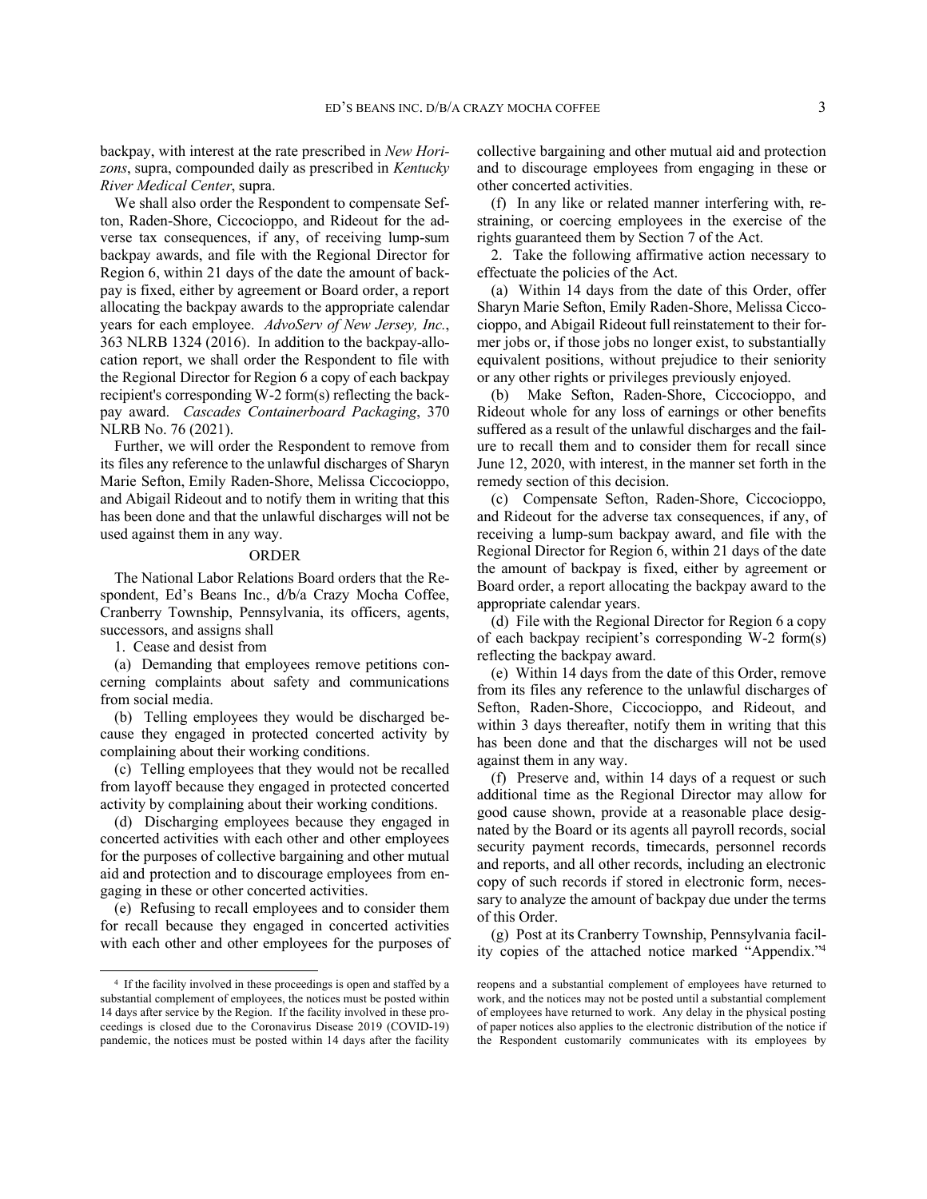backpay, with interest at the rate prescribed in *New Horizons*, supra, compounded daily as prescribed in *Kentucky River Medical Center*, supra.

We shall also order the Respondent to compensate Sefton, Raden-Shore, Ciccocioppo, and Rideout for the adverse tax consequences, if any, of receiving lump-sum backpay awards, and file with the Regional Director for Region 6, within 21 days of the date the amount of backpay is fixed, either by agreement or Board order, a report allocating the backpay awards to the appropriate calendar years for each employee. *AdvoServ of New Jersey, Inc.*, 363 NLRB 1324 (2016). In addition to the backpay-allocation report, we shall order the Respondent to file with the Regional Director for Region 6 a copy of each backpay recipient's corresponding W-2 form(s) reflecting the backpay award. *Cascades Containerboard Packaging*, 370 NLRB No. 76 (2021).

Further, we will order the Respondent to remove from its files any reference to the unlawful discharges of Sharyn Marie Sefton, Emily Raden-Shore, Melissa Ciccocioppo, and Abigail Rideout and to notify them in writing that this has been done and that the unlawful discharges will not be used against them in any way.

## ORDER

The National Labor Relations Board orders that the Respondent, Ed's Beans Inc., d/b/a Crazy Mocha Coffee, Cranberry Township, Pennsylvania, its officers, agents, successors, and assigns shall

1. Cease and desist from

(a) Demanding that employees remove petitions concerning complaints about safety and communications from social media.

(b) Telling employees they would be discharged because they engaged in protected concerted activity by complaining about their working conditions.

(c) Telling employees that they would not be recalled from layoff because they engaged in protected concerted activity by complaining about their working conditions.

(d) Discharging employees because they engaged in concerted activities with each other and other employees for the purposes of collective bargaining and other mutual aid and protection and to discourage employees from engaging in these or other concerted activities.

(e) Refusing to recall employees and to consider them for recall because they engaged in concerted activities with each other and other employees for the purposes of collective bargaining and other mutual aid and protection and to discourage employees from engaging in these or other concerted activities.

(f) In any like or related manner interfering with, restraining, or coercing employees in the exercise of the rights guaranteed them by Section 7 of the Act.

2. Take the following affirmative action necessary to effectuate the policies of the Act.

(a) Within 14 days from the date of this Order, offer Sharyn Marie Sefton, Emily Raden-Shore, Melissa Ciccocioppo, and Abigail Rideout full reinstatement to their former jobs or, if those jobs no longer exist, to substantially equivalent positions, without prejudice to their seniority or any other rights or privileges previously enjoyed.

(b) Make Sefton, Raden-Shore, Ciccocioppo, and Rideout whole for any loss of earnings or other benefits suffered as a result of the unlawful discharges and the failure to recall them and to consider them for recall since June 12, 2020, with interest, in the manner set forth in the remedy section of this decision.

(c) Compensate Sefton, Raden-Shore, Ciccocioppo, and Rideout for the adverse tax consequences, if any, of receiving a lump-sum backpay award, and file with the Regional Director for Region 6, within 21 days of the date the amount of backpay is fixed, either by agreement or Board order, a report allocating the backpay award to the appropriate calendar years.

(d) File with the Regional Director for Region 6 a copy of each backpay recipient's corresponding W-2 form(s) reflecting the backpay award.

(e) Within 14 days from the date of this Order, remove from its files any reference to the unlawful discharges of Sefton, Raden-Shore, Ciccocioppo, and Rideout, and within 3 days thereafter, notify them in writing that this has been done and that the discharges will not be used against them in any way.

(f) Preserve and, within 14 days of a request or such additional time as the Regional Director may allow for good cause shown, provide at a reasonable place designated by the Board or its agents all payroll records, social security payment records, timecards, personnel records and reports, and all other records, including an electronic copy of such records if stored in electronic form, necessary to analyze the amount of backpay due under the terms of this Order.

(g) Post at its Cranberry Township, Pennsylvania facility copies of the attached notice marked "Appendix."[4]

[4] If the facility involved in these proceedings is open and staffed by a substantial complement of employees, the notices must be posted within 14 days after service by the Region. If the facility involved in these proceedings is closed due to the Coronavirus Disease 2019 (COVID-19) pandemic, the notices must be posted within 14 days after the facility reopens and a substantial complement of employees have returned to work, and the notices may not be posted until a substantial complement of employees have returned to work. Any delay in the physical posting of paper notices also applies to the electronic distribution of the notice if the Respondent customarily communicates with its employees by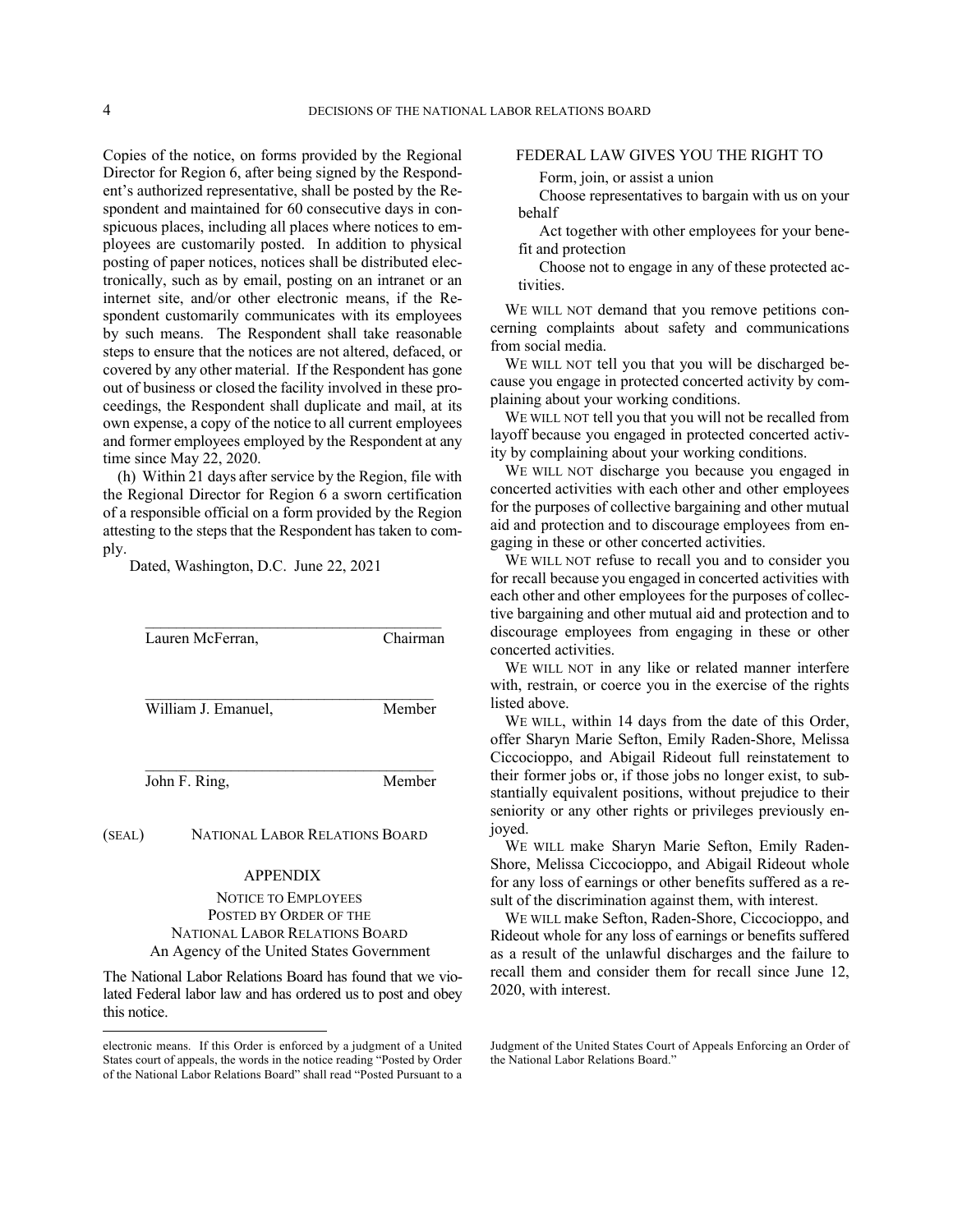Copies of the notice, on forms provided by the Regional Director for Region 6, after being signed by the Respondent's authorized representative, shall be posted by the Respondent and maintained for 60 consecutive days in conspicuous places, including all places where notices to employees are customarily posted. In addition to physical posting of paper notices, notices shall be distributed electronically, such as by email, posting on an intranet or an internet site, and/or other electronic means, if the Respondent customarily communicates with its employees by such means. The Respondent shall take reasonable steps to ensure that the notices are not altered, defaced, or covered by any other material. If the Respondent has gone out of business or closed the facility involved in these proceedings, the Respondent shall duplicate and mail, at its own expense, a copy of the notice to all current employees and former employees employed by the Respondent at any time since May 22, 2020.

(h) Within 21 days after service by the Region, file with the Regional Director for Region 6 a sworn certification of a responsible official on a form provided by the Region attesting to the steps that the Respondent has taken to comply.

Dated, Washington, D.C. June 22, 2021

______________________________
Lauren McFerran, Chairman

______________________________
William J. Emanuel, Member

______________________________
John F. Ring, Member

(SEAL) NATIONAL LABOR RELATIONS BOARD

## APPENDIX

NOTICE TO EMPLOYEES
POSTED BY ORDER OF THE
NATIONAL LABOR RELATIONS BOARD
An Agency of the United States Government

The National Labor Relations Board has found that we violated Federal labor law and has ordered us to post and obey this notice.

FEDERAL LAW GIVES YOU THE RIGHT TO

Form, join, or assist a union

Choose representatives to bargain with us on your behalf

Act together with other employees for your benefit and protection

Choose not to engage in any of these protected activities.

WE WILL NOT demand that you remove petitions concerning complaints about safety and communications from social media.

WE WILL NOT tell you that you will be discharged because you engage in protected concerted activity by complaining about your working conditions.

WE WILL NOT tell you that you will not be recalled from layoff because you engaged in protected concerted activity by complaining about your working conditions.

WE WILL NOT discharge you because you engaged in concerted activities with each other and other employees for the purposes of collective bargaining and other mutual aid and protection and to discourage employees from engaging in these or other concerted activities.

WE WILL NOT refuse to recall you and to consider you for recall because you engaged in concerted activities with each other and other employees for the purposes of collective bargaining and other mutual aid and protection and to discourage employees from engaging in these or other concerted activities.

WE WILL NOT in any like or related manner interfere with, restrain, or coerce you in the exercise of the rights listed above.

WE WILL, within 14 days from the date of this Order, offer Sharyn Marie Sefton, Emily Raden-Shore, Melissa Ciccocioppo, and Abigail Rideout full reinstatement to their former jobs or, if those jobs no longer exist, to substantially equivalent positions, without prejudice to their seniority or any other rights or privileges previously enjoyed.

WE WILL make Sharyn Marie Sefton, Emily Raden-Shore, Melissa Ciccocioppo, and Abigail Rideout whole for any loss of earnings or other benefits suffered as a result of the discrimination against them, with interest.

WE WILL make Sefton, Raden-Shore, Ciccocioppo, and Rideout whole for any loss of earnings or benefits suffered as a result of the unlawful discharges and the failure to recall them and consider them for recall since June 12, 2020, with interest.

---

electronic means. If this Order is enforced by a judgment of a United States court of appeals, the words in the notice reading "Posted by Order of the National Labor Relations Board" shall read "Posted Pursuant to a Judgment of the United States Court of Appeals Enforcing an Order of the National Labor Relations Board."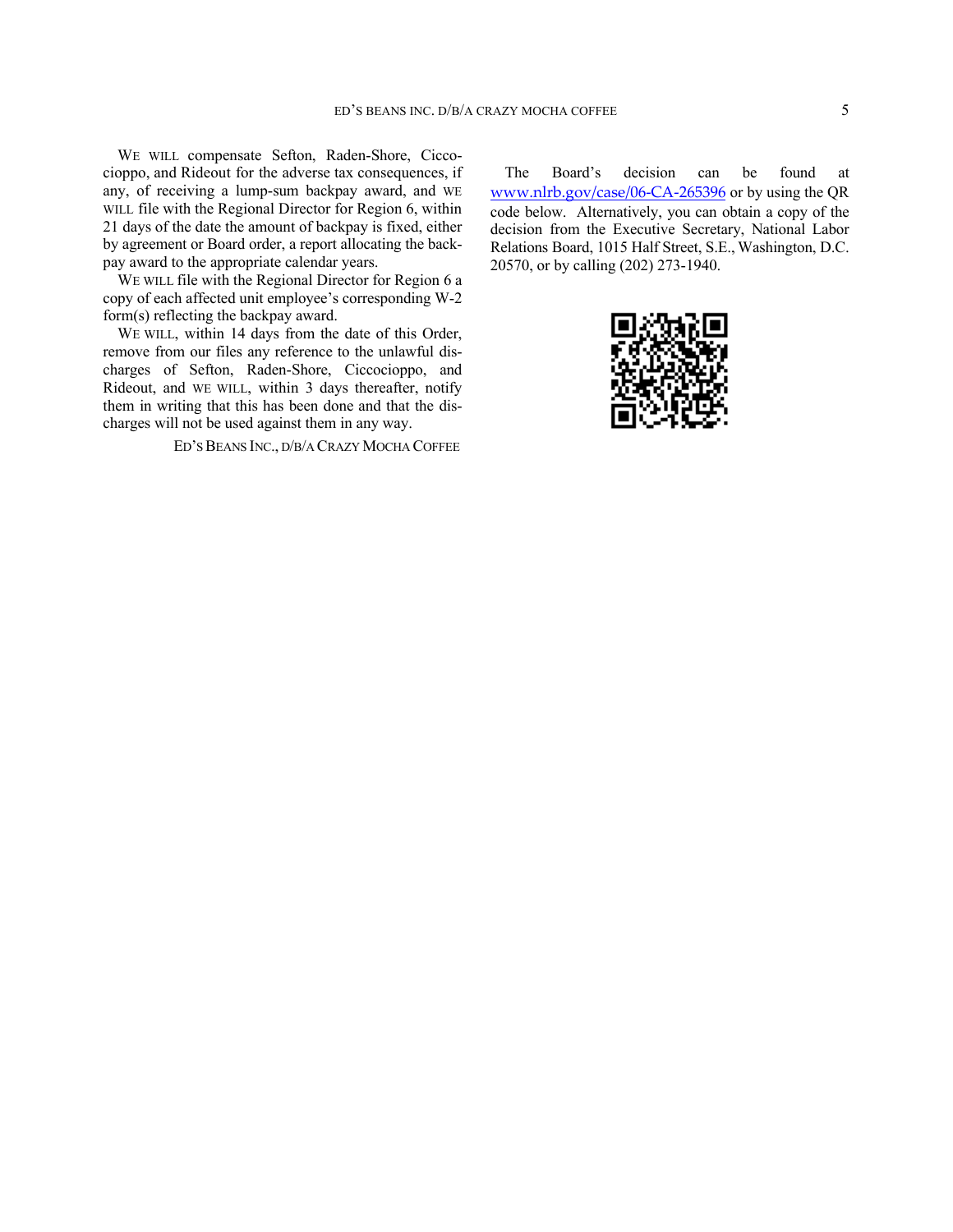WE WILL compensate Sefton, Raden-Shore, Ciccocioppo, and Rideout for the adverse tax consequences, if any, of receiving a lump-sum backpay award, and WE WILL file with the Regional Director for Region 6, within 21 days of the date the amount of backpay is fixed, either by agreement or Board order, a report allocating the backpay award to the appropriate calendar years.

WE WILL file with the Regional Director for Region 6 a copy of each affected unit employee's corresponding W-2 form(s) reflecting the backpay award.

WE WILL, within 14 days from the date of this Order, remove from our files any reference to the unlawful discharges of Sefton, Raden-Shore, Ciccocioppo, and Rideout, and WE WILL, within 3 days thereafter, notify them in writing that this has been done and that the discharges will not be used against them in any way.

ED'S BEANS INC., D/B/A CRAZY MOCHA COFFEE

The Board's decision can be found at www.nlrb.gov/case/06-CA-265396 or by using the QR code below. Alternatively, you can obtain a copy of the decision from the Executive Secretary, National Labor Relations Board, 1015 Half Street, S.E., Washington, D.C. 20570, or by calling (202) 273-1940.